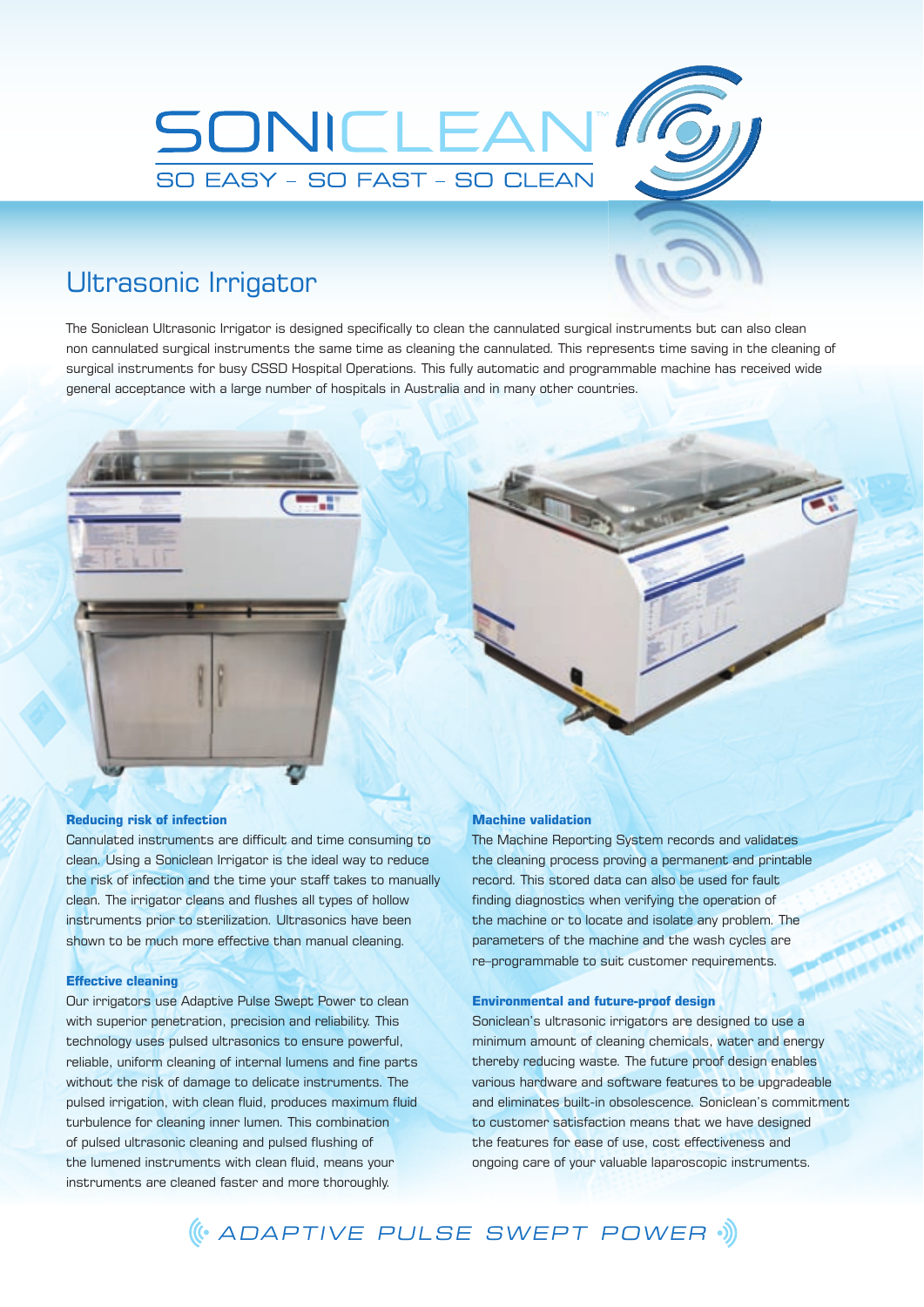# SONICLEAN™

SO EASY – SO FAST – SO CLEAN

## Ultrasonic Irrigator

The Soniclean Ultrasonic Irrigator is designed specifically to clean the cannulated surgical instruments but can also clean non cannulated surgical instruments the same time as cleaning the cannulated. This represents time saving in the cleaning of surgical instruments for busy CSSD Hospital Operations. This fully automatic and programmable machine has received wide general acceptance with a large number of hospitals in Australia and in many other countries.

### Reducing risk of infection

Cannulated instruments are difficult and time consuming to clean. Using a Soniclean Irrigator is the ideal way to reduce the risk of infection and the time your staff takes to manually clean. The irrigator cleans and flushes all types of hollow instruments prior to sterilization. Ultrasonics have been shown to be much more effective than manual cleaning.

### Effective cleaning

Our irrigators use Adaptive Pulse Swept Power to clean with superior penetration, precision and reliability. This technology uses pulsed ultrasonics to ensure powerful, reliable, uniform cleaning of internal lumens and fine parts without the risk of damage to delicate instruments. The pulsed irrigation, with clean fluid, produces maximum fluid turbulence for cleaning inner lumen. This combination of pulsed ultrasonic cleaning and pulsed flushing of the lumened instruments with clean fluid, means your instruments are cleaned faster and more thoroughly.

### Machine validation

The Machine Reporting System records and validates the cleaning process proving a permanent and printable record. This stored data can also be used for fault finding diagnostics when verifying the operation of the machine or to locate and isolate any problem. The parameters of the machine and the wash cycles are re-programmable to suit customer requirements.

### Environmental and future-proof design

Soniclean's ultrasonic irrigators are designed to use a minimum amount of cleaning chemicals, water and energy thereby reducing waste. The future proof design enables various hardware and software features to be upgradeable and eliminates built-in obsolescence. Soniclean's commitment to customer satisfaction means that we have designed the features for ease of use, cost effectiveness and ongoing care of your valuable laparoscopic instruments.

ADAPTIVE PULSE SWEPT POWER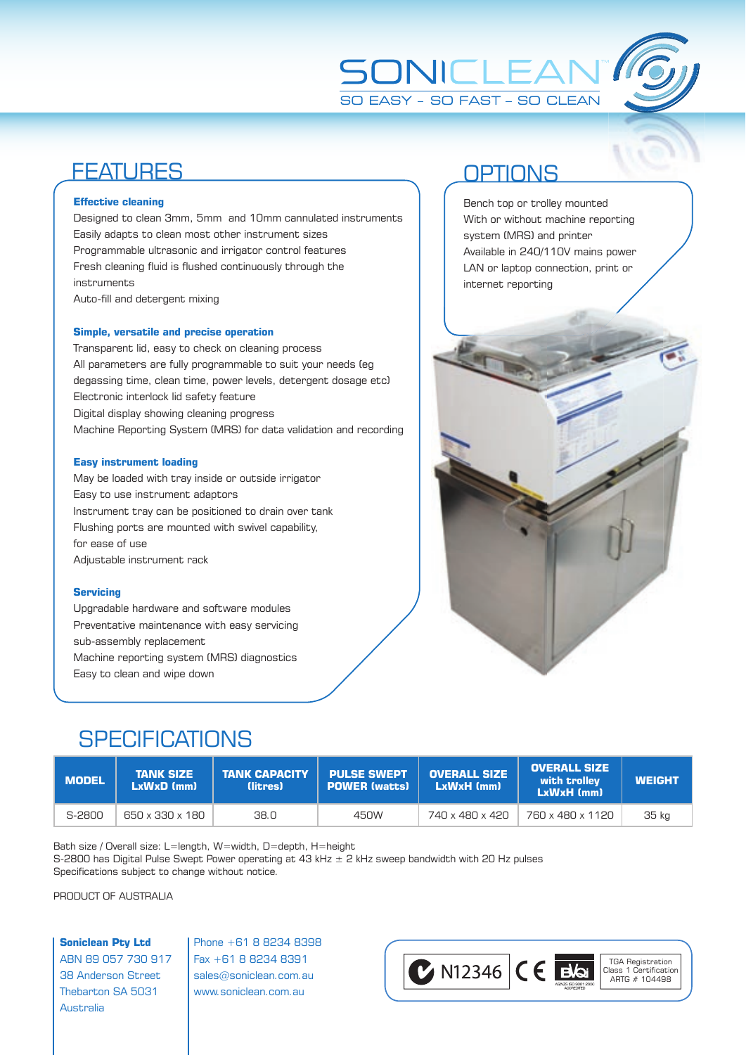SONICLEAN™

SO EASY – SO FAST – SO CLEAN

## FEATURES

**Effective cleaning**

Designed to clean 3mm, 5mm and 10mm cannulated instruments
Easily adapts to clean most other instrument sizes
Programmable ultrasonic and irrigator control features
Fresh cleaning fluid is flushed continuously through the instruments
Auto-fill and detergent mixing

**Simple, versatile and precise operation**

Transparent lid, easy to check on cleaning process
All parameters are fully programmable to suit your needs (eg degassing time, clean time, power levels, detergent dosage etc)
Electronic interlock lid safety feature
Digital display showing cleaning progress
Machine Reporting System (MRS) for data validation and recording

**Easy instrument loading**

May be loaded with tray inside or outside irrigator
Easy to use instrument adaptors
Instrument tray can be positioned to drain over tank
Flushing ports are mounted with swivel capability, for ease of use
Adjustable instrument rack

**Servicing**

Upgradable hardware and software modules
Preventative maintenance with easy servicing sub-assembly replacement
Machine reporting system (MRS) diagnostics
Easy to clean and wipe down

## OPTIONS

Bench top or trolley mounted
With or without machine reporting system (MRS) and printer
Available in 240/110V mains power
LAN or laptop connection, print or internet reporting

## SPECIFICATIONS

| MODEL | TANK SIZE LxWxD (mm) | TANK CAPACITY (litres) | PULSE SWEPT POWER (watts) | OVERALL SIZE LxWxH (mm) | OVERALL SIZE with trolley LxWxH (mm) | WEIGHT |
|---|---|---|---|---|---|---|
| S-2800 | 650 x 330 x 180 | 38.0 | 450W | 740 x 480 x 420 | 760 x 480 x 1120 | 35 kg |

Bath size / Overall size: L=length, W=width, D=depth, H=height
S-2800 has Digital Pulse Swept Power operating at 43 kHz ± 2 kHz sweep bandwidth with 20 Hz pulses
Specifications subject to change without notice.

PRODUCT OF AUSTRALIA

**Soniclean Pty Ltd**
ABN 89 057 730 917
38 Anderson Street
Thebarton SA 5031
Australia

Phone +61 8 8234 8398
Fax +61 8 8234 8391
sales@soniclean.com.au
www.soniclean.com.au

N12346

TGA Registration
Class 1 Certification
ARTG # 104498